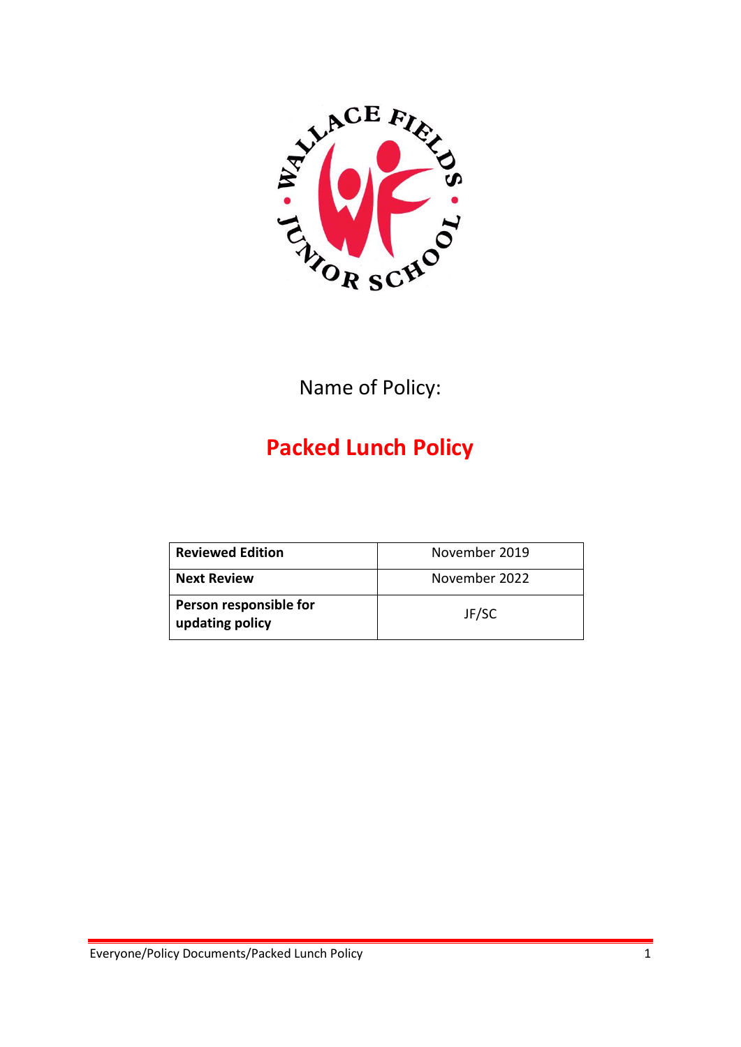Name of Policy:

# Packed Lunch Policy

| Reviewed Edition | November 2019 |
|---|---|
| Next Review | November 2022 |
| Person responsible for updating policy | JF/SC |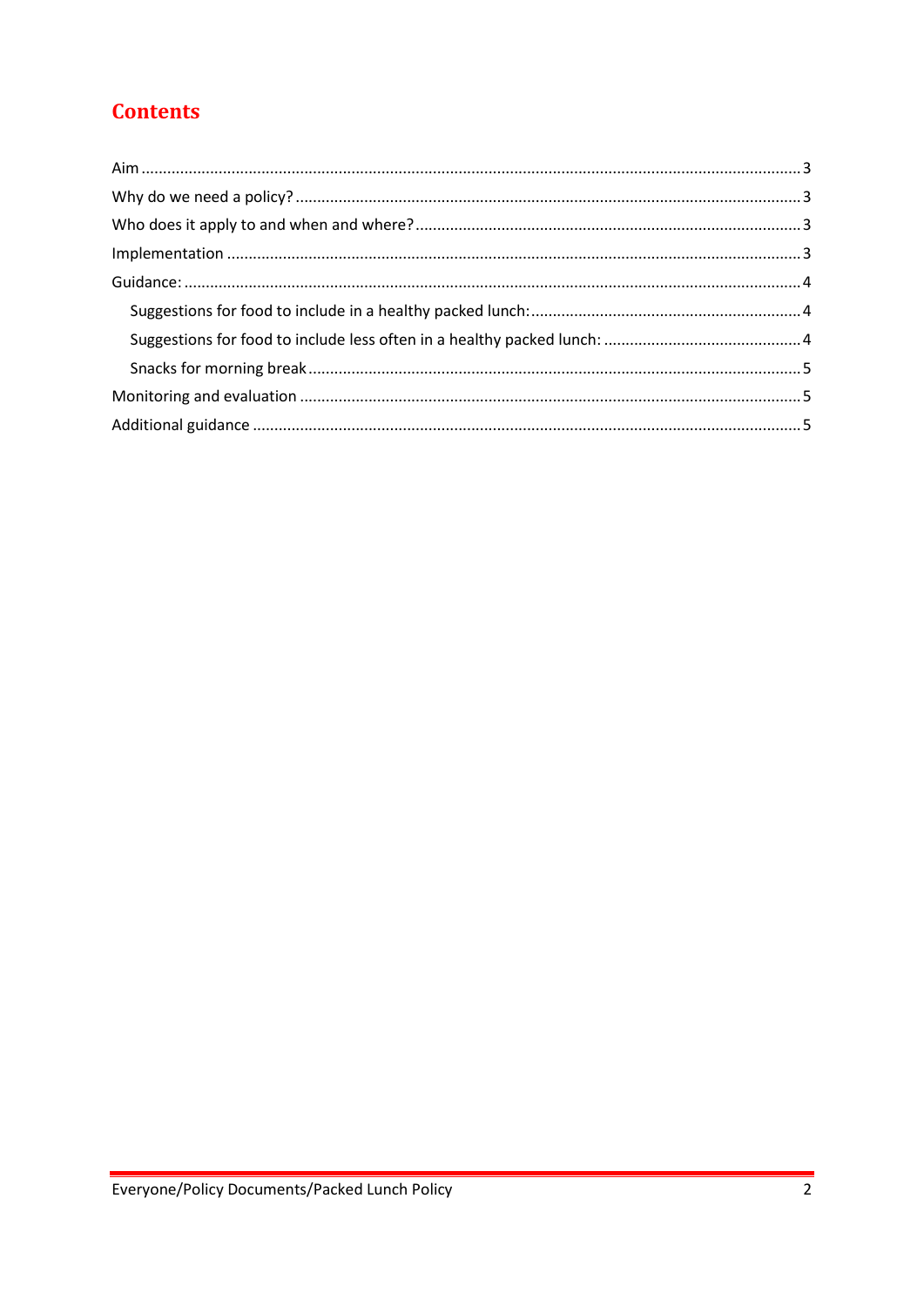# Contents

Aim ........................................................................................................................................ 3
Why do we need a policy? .................................................................................................... 3
Who does it apply to and when and where? ......................................................................... 3
Implementation .................................................................................................................... 3
Guidance: ............................................................................................................................. 4
  Suggestions for food to include in a healthy packed lunch: ............................................... 4
  Suggestions for food to include less often in a healthy packed lunch: ............................... 4
  Snacks for morning break ................................................................................................. 5
Monitoring and evaluation .................................................................................................... 5
Additional guidance .............................................................................................................. 5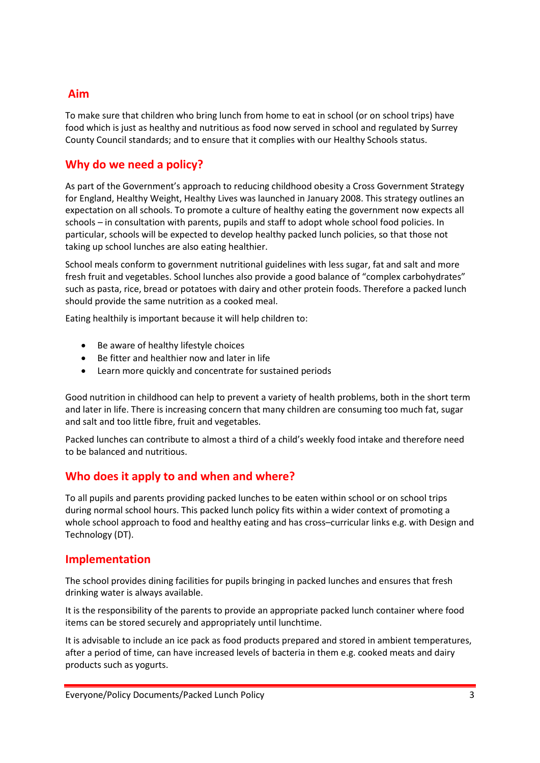## Aim

To make sure that children who bring lunch from home to eat in school (or on school trips) have food which is just as healthy and nutritious as food now served in school and regulated by Surrey County Council standards; and to ensure that it complies with our Healthy Schools status.

## Why do we need a policy?

As part of the Government's approach to reducing childhood obesity a Cross Government Strategy for England, Healthy Weight, Healthy Lives was launched in January 2008. This strategy outlines an expectation on all schools. To promote a culture of healthy eating the government now expects all schools – in consultation with parents, pupils and staff to adopt whole school food policies. In particular, schools will be expected to develop healthy packed lunch policies, so that those not taking up school lunches are also eating healthier.

School meals conform to government nutritional guidelines with less sugar, fat and salt and more fresh fruit and vegetables. School lunches also provide a good balance of "complex carbohydrates" such as pasta, rice, bread or potatoes with dairy and other protein foods. Therefore a packed lunch should provide the same nutrition as a cooked meal.

Eating healthily is important because it will help children to:

- Be aware of healthy lifestyle choices
- Be fitter and healthier now and later in life
- Learn more quickly and concentrate for sustained periods

Good nutrition in childhood can help to prevent a variety of health problems, both in the short term and later in life. There is increasing concern that many children are consuming too much fat, sugar and salt and too little fibre, fruit and vegetables.

Packed lunches can contribute to almost a third of a child's weekly food intake and therefore need to be balanced and nutritious.

## Who does it apply to and when and where?

To all pupils and parents providing packed lunches to be eaten within school or on school trips during normal school hours. This packed lunch policy fits within a wider context of promoting a whole school approach to food and healthy eating and has cross–curricular links e.g. with Design and Technology (DT).

## Implementation

The school provides dining facilities for pupils bringing in packed lunches and ensures that fresh drinking water is always available.

It is the responsibility of the parents to provide an appropriate packed lunch container where food items can be stored securely and appropriately until lunchtime.

It is advisable to include an ice pack as food products prepared and stored in ambient temperatures, after a period of time, can have increased levels of bacteria in them e.g. cooked meats and dairy products such as yogurts.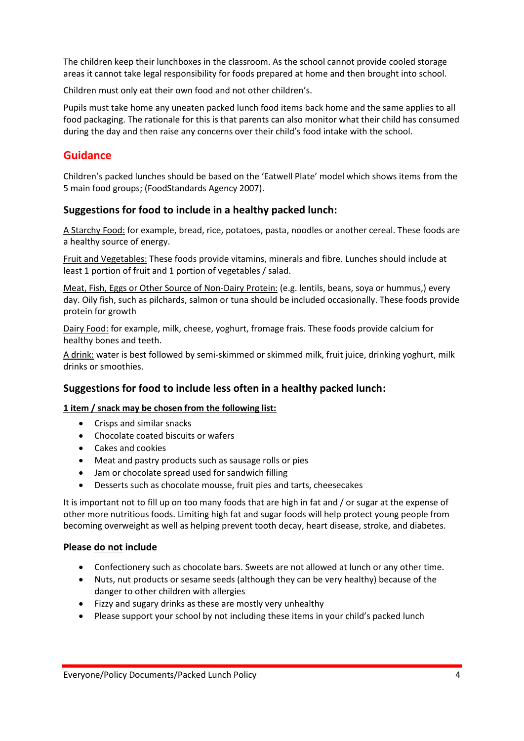The children keep their lunchboxes in the classroom. As the school cannot provide cooled storage areas it cannot take legal responsibility for foods prepared at home and then brought into school.

Children must only eat their own food and not other children's.

Pupils must take home any uneaten packed lunch food items back home and the same applies to all food packaging. The rationale for this is that parents can also monitor what their child has consumed during the day and then raise any concerns over their child's food intake with the school.

## Guidance

Children's packed lunches should be based on the 'Eatwell Plate' model which shows items from the 5 main food groups; (FoodStandards Agency 2007).

### Suggestions for food to include in a healthy packed lunch:

A Starchy Food: for example, bread, rice, potatoes, pasta, noodles or another cereal. These foods are a healthy source of energy.

Fruit and Vegetables: These foods provide vitamins, minerals and fibre. Lunches should include at least 1 portion of fruit and 1 portion of vegetables / salad.

Meat, Fish, Eggs or Other Source of Non-Dairy Protein: (e.g. lentils, beans, soya or hummus,) every day. Oily fish, such as pilchards, salmon or tuna should be included occasionally. These foods provide protein for growth

Dairy Food: for example, milk, cheese, yoghurt, fromage frais. These foods provide calcium for healthy bones and teeth.

A drink: water is best followed by semi-skimmed or skimmed milk, fruit juice, drinking yoghurt, milk drinks or smoothies.

### Suggestions for food to include less often in a healthy packed lunch:

**1 item / snack may be chosen from the following list:**

- Crisps and similar snacks
- Chocolate coated biscuits or wafers
- Cakes and cookies
- Meat and pastry products such as sausage rolls or pies
- Jam or chocolate spread used for sandwich filling
- Desserts such as chocolate mousse, fruit pies and tarts, cheesecakes

It is important not to fill up on too many foods that are high in fat and / or sugar at the expense of other more nutritious foods. Limiting high fat and sugar foods will help protect young people from becoming overweight as well as helping prevent tooth decay, heart disease, stroke, and diabetes.

**Please do not include**

- Confectionery such as chocolate bars. Sweets are not allowed at lunch or any other time.
- Nuts, nut products or sesame seeds (although they can be very healthy) because of the danger to other children with allergies
- Fizzy and sugary drinks as these are mostly very unhealthy
- Please support your school by not including these items in your child's packed lunch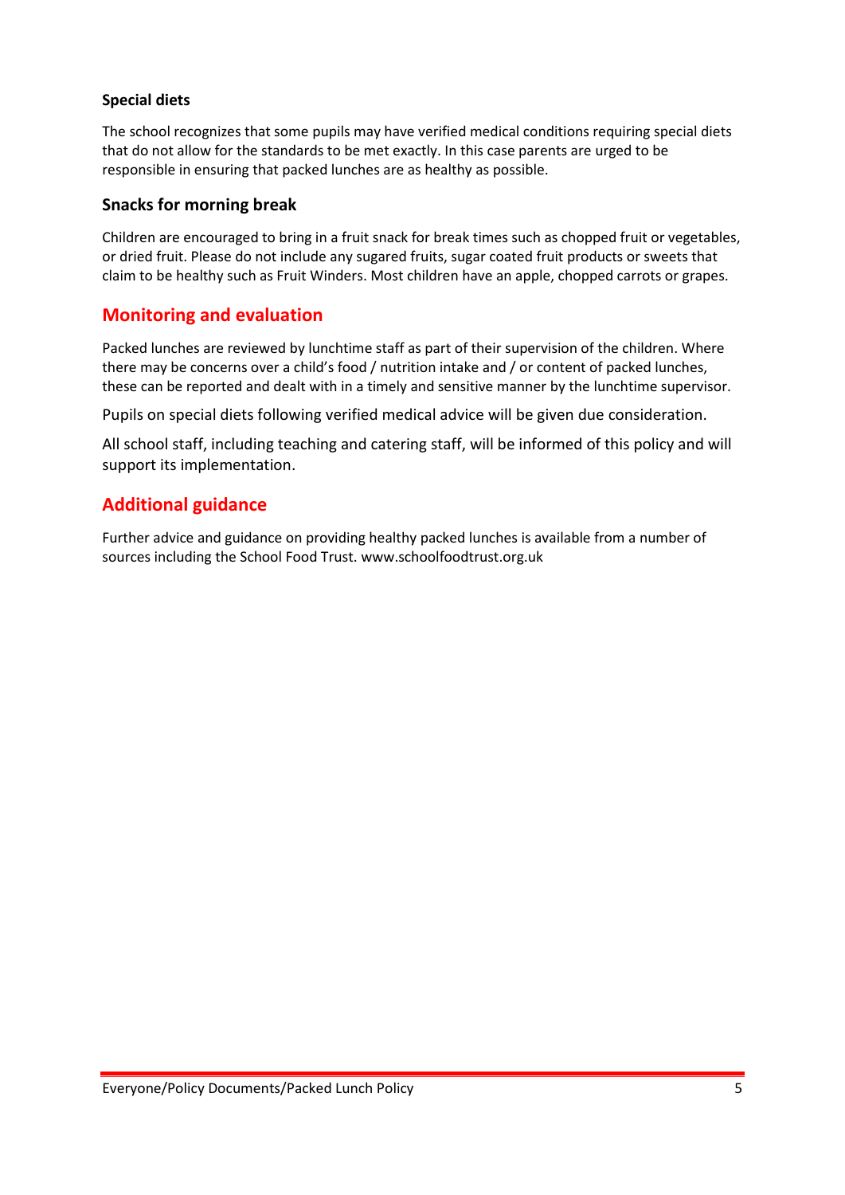### Special diets

The school recognizes that some pupils may have verified medical conditions requiring special diets that do not allow for the standards to be met exactly. In this case parents are urged to be responsible in ensuring that packed lunches are as healthy as possible.

### Snacks for morning break

Children are encouraged to bring in a fruit snack for break times such as chopped fruit or vegetables, or dried fruit. Please do not include any sugared fruits, sugar coated fruit products or sweets that claim to be healthy such as Fruit Winders. Most children have an apple, chopped carrots or grapes.

## Monitoring and evaluation

Packed lunches are reviewed by lunchtime staff as part of their supervision of the children. Where there may be concerns over a child's food / nutrition intake and / or content of packed lunches, these can be reported and dealt with in a timely and sensitive manner by the lunchtime supervisor.

Pupils on special diets following verified medical advice will be given due consideration.

All school staff, including teaching and catering staff, will be informed of this policy and will support its implementation.

## Additional guidance

Further advice and guidance on providing healthy packed lunches is available from a number of sources including the School Food Trust. www.schoolfoodtrust.org.uk